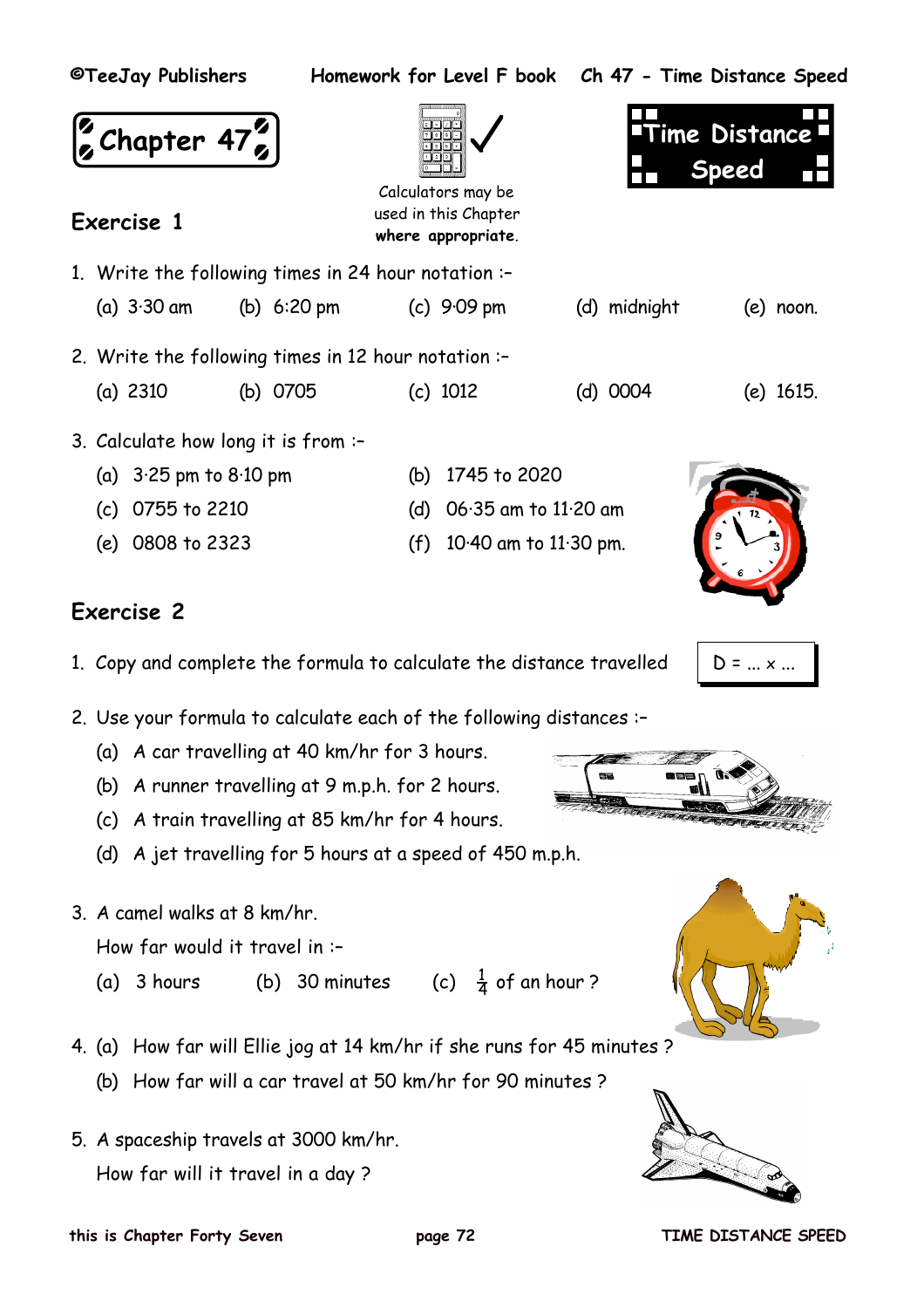# Chapter 47

# Time Distance Speed

Calculators may be used in this Chapter **where appropriate**.

## Exercise 1

1. Write the following times in 24 hour notation :–

   (a) 3·30 am (b) 6:20 pm (c) 9·09 pm (d) midnight (e) noon.

2. Write the following times in 12 hour notation :–

   (a) 2310 (b) 0705 (c) 1012 (d) 0004 (e) 1615.

3. Calculate how long it is from :–

   (a) 3·25 pm to 8·10 pm (b) 1745 to 2020
   
   (c) 0755 to 2210 (d) 06·35 am to 11·20 am
   
   (e) 0808 to 2323 (f) 10·40 am to 11·30 pm.

## Exercise 2

1. Copy and complete the formula to calculate the distance travelled

   D = ... x ...

2. Use your formula to calculate each of the following distances :–

   (a) A car travelling at 40 km/hr for 3 hours.
   
   (b) A runner travelling at 9 m.p.h. for 2 hours.
   
   (c) A train travelling at 85 km/hr for 4 hours.
   
   (d) A jet travelling for 5 hours at a speed of 450 m.p.h.

3. A camel walks at 8 km/hr.

   How far would it travel in :–

   (a) 3 hours (b) 30 minutes (c) $\frac{1}{4}$ of an hour ?

4. (a) How far will Ellie jog at 14 km/hr if she runs for 45 minutes ?

   (b) How far will a car travel at 50 km/hr for 90 minutes ?

5. A spaceship travels at 3000 km/hr.

   How far will it travel in a day ?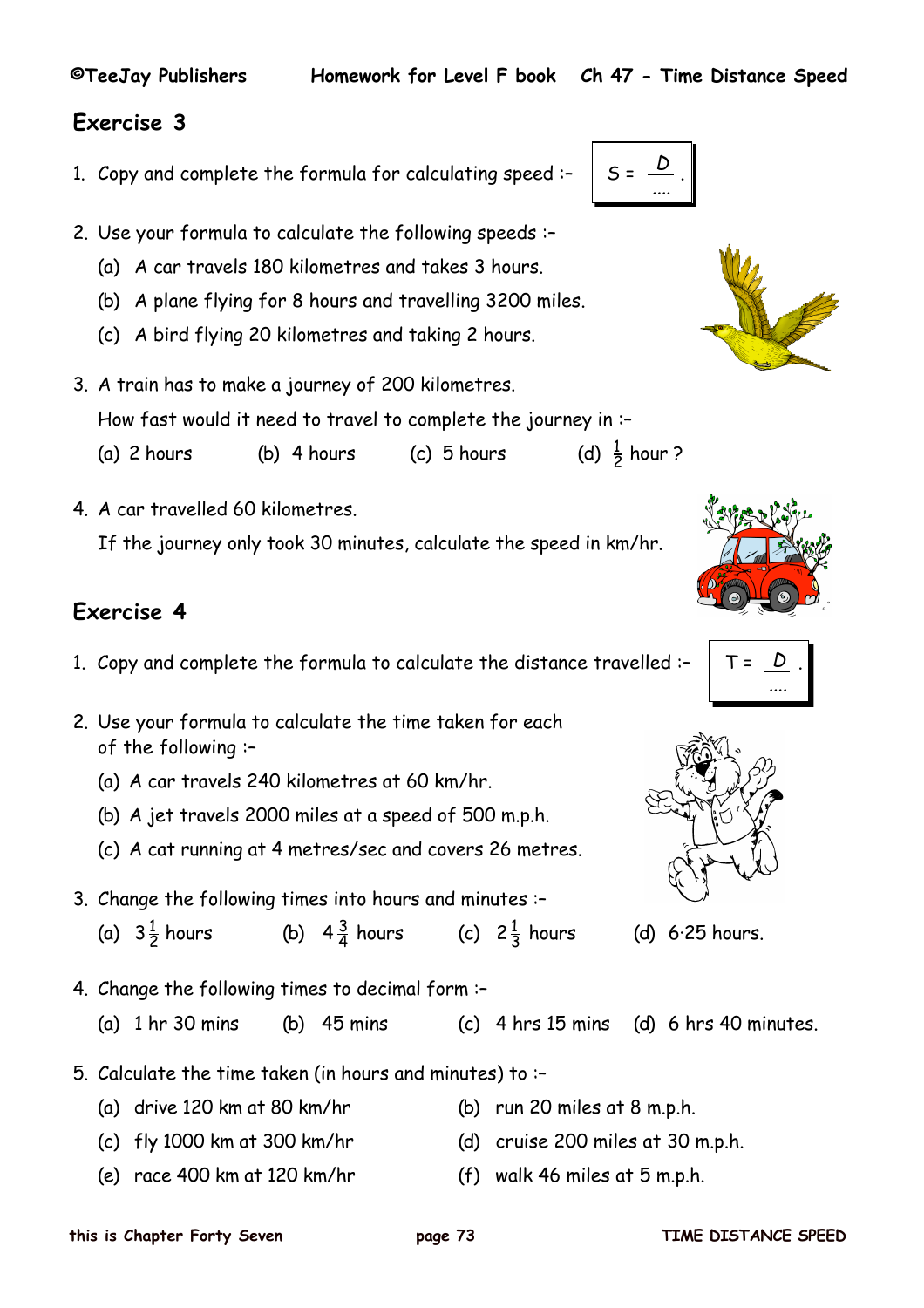## Exercise 3

1. Copy and complete the formula for calculating speed :– $S = \frac{D}{....}$.

2. Use your formula to calculate the following speeds :–
   - (a) A car travels 180 kilometres and takes 3 hours.
   - (b) A plane flying for 8 hours and travelling 3200 miles.
   - (c) A bird flying 20 kilometres and taking 2 hours.

3. A train has to make a journey of 200 kilometres.

   How fast would it need to travel to complete the journey in :–

   (a) 2 hours (b) 4 hours (c) 5 hours (d) $\frac{1}{2}$ hour ?

4. A car travelled 60 kilometres.

   If the journey only took 30 minutes, calculate the speed in km/hr.

## Exercise 4

1. Copy and complete the formula to calculate the distance travelled :– $T = \frac{D}{....}$.

2. Use your formula to calculate the time taken for each of the following :–
   - (a) A car travels 240 kilometres at 60 km/hr.
   - (b) A jet travels 2000 miles at a speed of 500 m.p.h.
   - (c) A cat running at 4 metres/sec and covers 26 metres.

3. Change the following times into hours and minutes :–

   (a) $3\frac{1}{2}$ hours (b) $4\frac{3}{4}$ hours (c) $2\frac{1}{3}$ hours (d) 6·25 hours.

4. Change the following times to decimal form :–

   (a) 1 hr 30 mins (b) 45 mins (c) 4 hrs 15 mins (d) 6 hrs 40 minutes.

5. Calculate the time taken (in hours and minutes) to :–
   - (a) drive 120 km at 80 km/hr
   - (b) run 20 miles at 8 m.p.h.
   - (c) fly 1000 km at 300 km/hr
   - (d) cruise 200 miles at 30 m.p.h.
   - (e) race 400 km at 120 km/hr
   - (f) walk 46 miles at 5 m.p.h.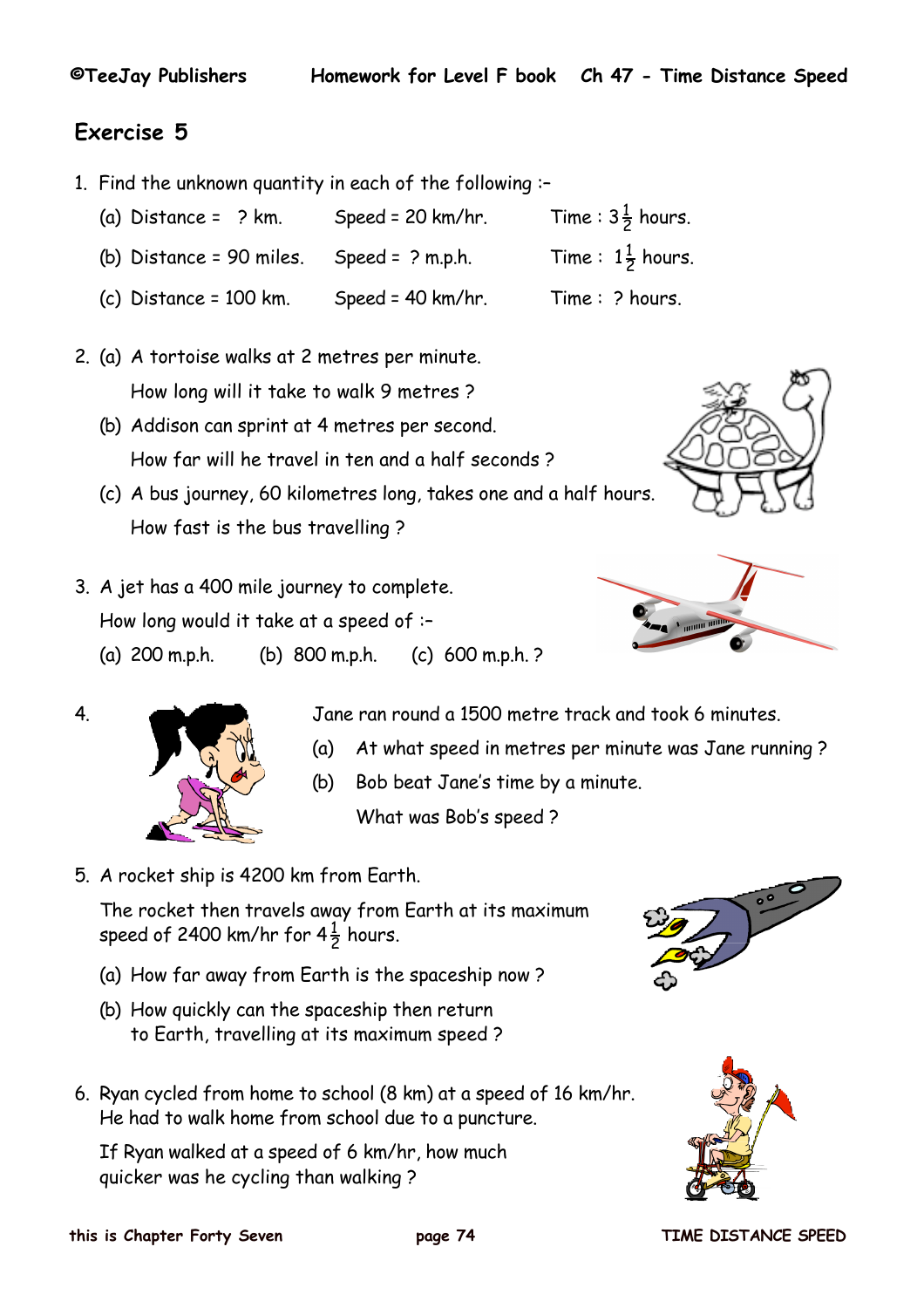## Exercise 5

1. Find the unknown quantity in each of the following :–

   (a) Distance = ? km. Speed = 20 km/hr. Time : $3\frac{1}{2}$ hours.

   (b) Distance = 90 miles. Speed = ? m.p.h. Time : $1\frac{1}{2}$ hours.

   (c) Distance = 100 km. Speed = 40 km/hr. Time : ? hours.

2. (a) A tortoise walks at 2 metres per minute.
   How long will it take to walk 9 metres ?

   (b) Addison can sprint at 4 metres per second.
   How far will he travel in ten and a half seconds ?

   (c) A bus journey, 60 kilometres long, takes one and a half hours.
   How fast is the bus travelling ?

3. A jet has a 400 mile journey to complete.
   How long would it take at a speed of :–

   (a) 200 m.p.h. (b) 800 m.p.h. (c) 600 m.p.h. ?

4. Jane ran round a 1500 metre track and took 6 minutes.

   (a) At what speed in metres per minute was Jane running ?

   (b) Bob beat Jane's time by a minute.
   What was Bob's speed ?

5. A rocket ship is 4200 km from Earth.

   The rocket then travels away from Earth at its maximum speed of 2400 km/hr for $4\frac{1}{2}$ hours.

   (a) How far away from Earth is the spaceship now ?

   (b) How quickly can the spaceship then return to Earth, travelling at its maximum speed ?

6. Ryan cycled from home to school (8 km) at a speed of 16 km/hr.
   He had to walk home from school due to a puncture.

   If Ryan walked at a speed of 6 km/hr, how much quicker was he cycling than walking ?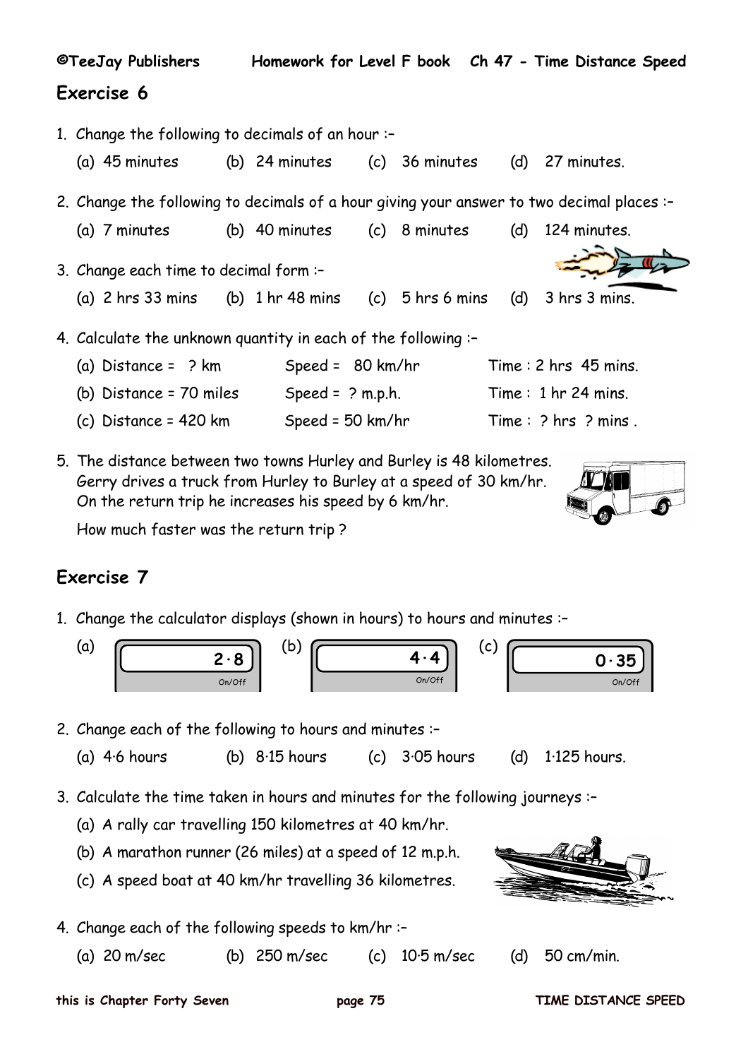## Exercise 6

1. Change the following to decimals of an hour :–

   (a) 45 minutes (b) 24 minutes (c) 36 minutes (d) 27 minutes.

2. Change the following to decimals of a hour giving your answer to two decimal places :–

   (a) 7 minutes (b) 40 minutes (c) 8 minutes (d) 124 minutes.

3. Change each time to decimal form :–

   (a) 2 hrs 33 mins (b) 1 hr 48 mins (c) 5 hrs 6 mins (d) 3 hrs 3 mins.

4. Calculate the unknown quantity in each of the following :–

   (a) Distance = ? km Speed = 80 km/hr Time : 2 hrs 45 mins.

   (b) Distance = 70 miles Speed = ? m.p.h. Time : 1 hr 24 mins.

   (c) Distance = 420 km Speed = 50 km/hr Time : ? hrs ? mins .

5. The distance between two towns Hurley and Burley is 48 kilometres. Gerry drives a truck from Hurley to Burley at a speed of 30 km/hr. On the return trip he increases his speed by 6 km/hr.

   How much faster was the return trip ?

## Exercise 7

1. Change the calculator displays (shown in hours) to hours and minutes :–

   (a) 2·8 (b) 4·4 (c) 0·35

2. Change each of the following to hours and minutes :–

   (a) 4·6 hours (b) 8·15 hours (c) 3·05 hours (d) 1·125 hours.

3. Calculate the time taken in hours and minutes for the following journeys :–

   (a) A rally car travelling 150 kilometres at 40 km/hr.

   (b) A marathon runner (26 miles) at a speed of 12 m.p.h.

   (c) A speed boat at 40 km/hr travelling 36 kilometres.

4. Change each of the following speeds to km/hr :–

   (a) 20 m/sec (b) 250 m/sec (c) 10·5 m/sec (d) 50 cm/min.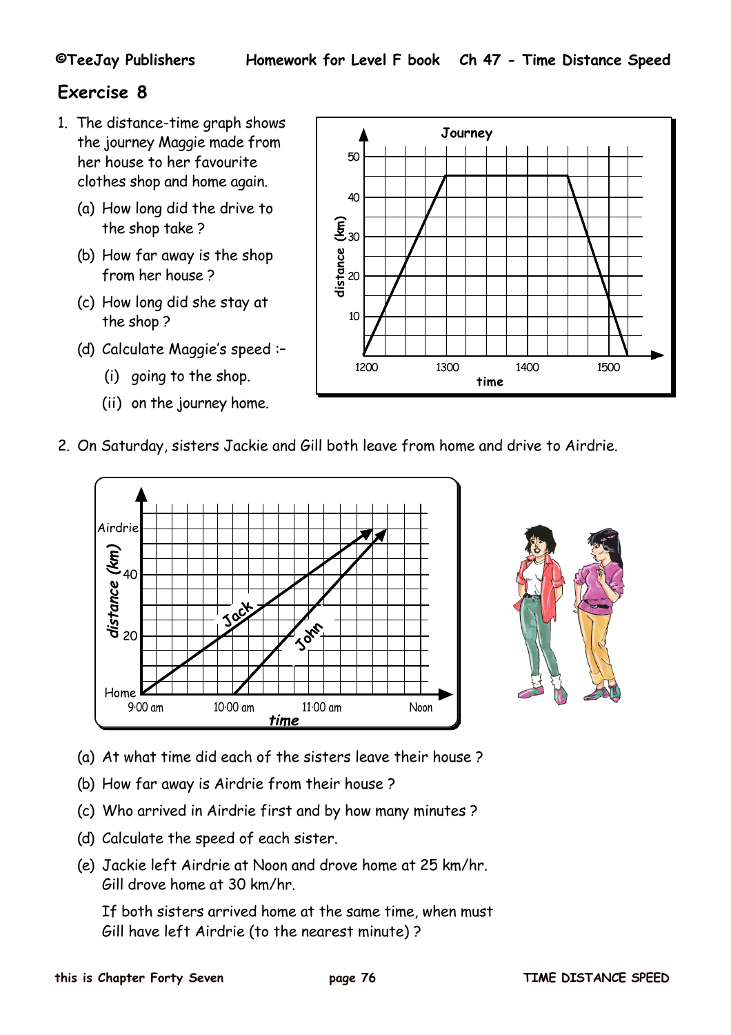## Exercise 8

1. The distance-time graph shows the journey Maggie made from her house to her favourite clothes shop and home again.

   (a) How long did the drive to the shop take ?

   (b) How far away is the shop from her house ?

   (c) How long did she stay at the shop ?

   (d) Calculate Maggie's speed :–

      (i) going to the shop.

      (ii) on the journey home.

2. On Saturday, sisters Jackie and Gill both leave from home and drive to Airdrie.

   (a) At what time did each of the sisters leave their house ?

   (b) How far away is Airdrie from their house ?

   (c) Who arrived in Airdrie first and by how many minutes ?

   (d) Calculate the speed of each sister.

   (e) Jackie left Airdrie at Noon and drove home at 25 km/hr. Gill drove home at 30 km/hr.

   If both sisters arrived home at the same time, when must Gill have left Airdrie (to the nearest minute) ?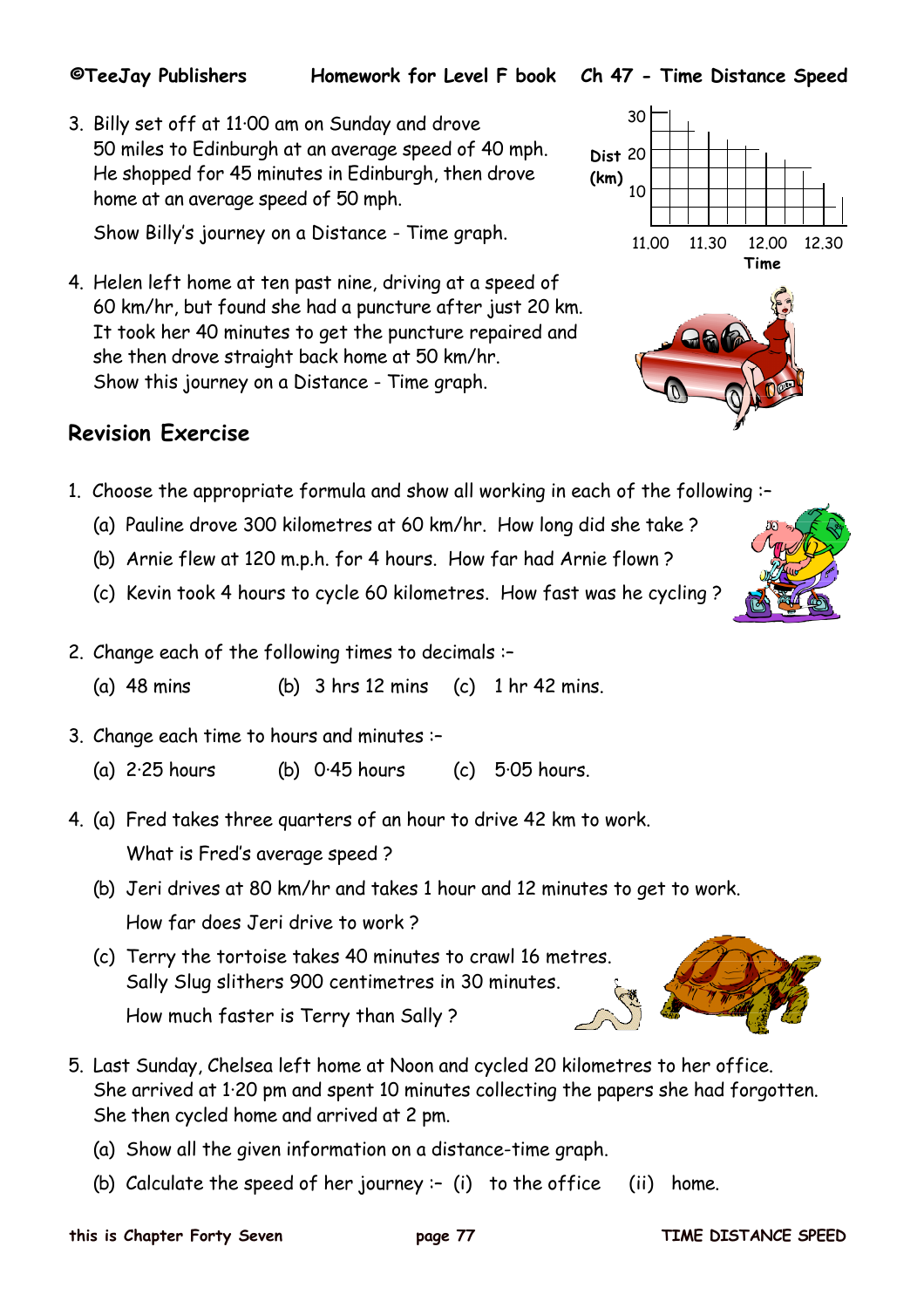3. Billy set off at 11·00 am on Sunday and drove 50 miles to Edinburgh at an average speed of 40 mph. He shopped for 45 minutes in Edinburgh, then drove home at an average speed of 50 mph.

   Show Billy's journey on a Distance - Time graph.

Dist (km)
30
20
10
11.00 11.30 12.00 12.30
Time

4. Helen left home at ten past nine, driving at a speed of 60 km/hr, but found she had a puncture after just 20 km. It took her 40 minutes to get the puncture repaired and she then drove straight back home at 50 km/hr. Show this journey on a Distance - Time graph.

## Revision Exercise

1. Choose the appropriate formula and show all working in each of the following :–
   - (a) Pauline drove 300 kilometres at 60 km/hr. How long did she take ?
   - (b) Arnie flew at 120 m.p.h. for 4 hours. How far had Arnie flown ?
   - (c) Kevin took 4 hours to cycle 60 kilometres. How fast was he cycling ?

2. Change each of the following times to decimals :–
   - (a) 48 mins
   - (b) 3 hrs 12 mins
   - (c) 1 hr 42 mins.

3. Change each time to hours and minutes :–
   - (a) 2·25 hours
   - (b) 0·45 hours
   - (c) 5·05 hours.

4. (a) Fred takes three quarters of an hour to drive 42 km to work.

   What is Fred's average speed ?

   (b) Jeri drives at 80 km/hr and takes 1 hour and 12 minutes to get to work.

   How far does Jeri drive to work ?

   (c) Terry the tortoise takes 40 minutes to crawl 16 metres. Sally Slug slithers 900 centimetres in 30 minutes.

   How much faster is Terry than Sally ?

5. Last Sunday, Chelsea left home at Noon and cycled 20 kilometres to her office. She arrived at 1·20 pm and spent 10 minutes collecting the papers she had forgotten. She then cycled home and arrived at 2 pm.
   - (a) Show all the given information on a distance-time graph.
   - (b) Calculate the speed of her journey :– (i) to the office (ii) home.